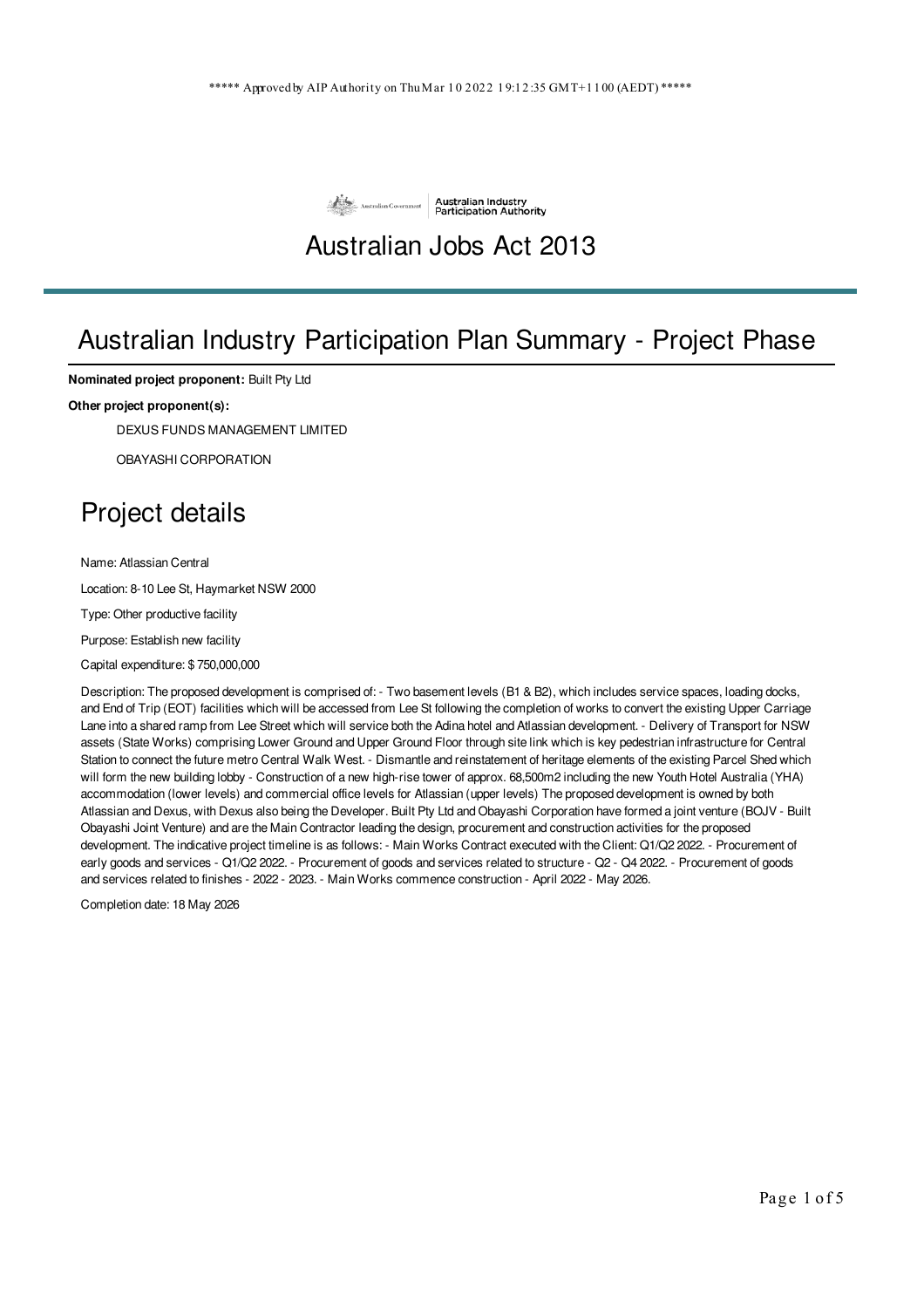***** Approved by AIP Authority on Thu Mar 10 2022 19:12:35 GMT+1100 (AEDT) *****

Australian Industry Participation Authority

# Australian Jobs Act 2013

## Australian Industry Participation Plan Summary - Project Phase

**Nominated project proponent:** Built Pty Ltd

**Other project proponent(s):**

DEXUS FUNDS MANAGEMENT LIMITED

OBAYASHI CORPORATION

## Project details

Name: Atlassian Central

Location: 8-10 Lee St, Haymarket NSW 2000

Type: Other productive facility

Purpose: Establish new facility

Capital expenditure: $ 750,000,000

Description: The proposed development is comprised of: - Two basement levels (B1 & B2), which includes service spaces, loading docks, and End of Trip (EOT) facilities which will be accessed from Lee St following the completion of works to convert the existing Upper Carriage Lane into a shared ramp from Lee Street which will service both the Adina hotel and Atlassian development. - Delivery of Transport for NSW assets (State Works) comprising Lower Ground and Upper Ground Floor through site link which is key pedestrian infrastructure for Central Station to connect the future metro Central Walk West. - Dismantle and reinstatement of heritage elements of the existing Parcel Shed which will form the new building lobby - Construction of a new high-rise tower of approx. 68,500m2 including the new Youth Hotel Australia (YHA) accommodation (lower levels) and commercial office levels for Atlassian (upper levels) The proposed development is owned by both Atlassian and Dexus, with Dexus also being the Developer. Built Pty Ltd and Obayashi Corporation have formed a joint venture (BOJV - Built Obayashi Joint Venture) and are the Main Contractor leading the design, procurement and construction activities for the proposed development. The indicative project timeline is as follows: - Main Works Contract executed with the Client: Q1/Q2 2022. - Procurement of early goods and services - Q1/Q2 2022. - Procurement of goods and services related to structure - Q2 - Q4 2022. - Procurement of goods and services related to finishes - 2022 - 2023. - Main Works commence construction - April 2022 - May 2026.

Completion date: 18 May 2026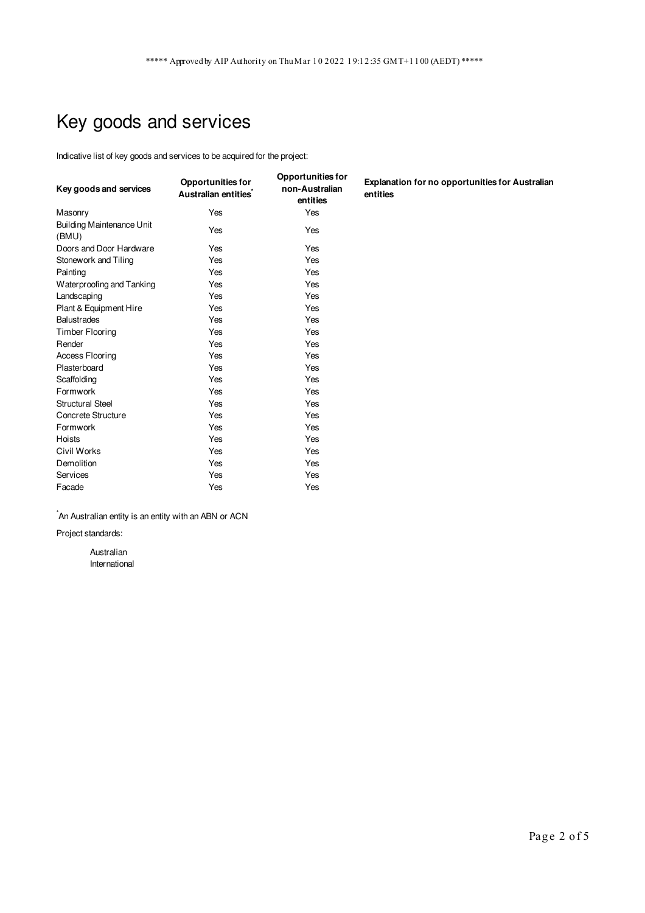***** Approved by AIP Authority on Thu Mar 10 2022 19:12:35 GMT+1100 (AEDT) *****

# Key goods and services

Indicative list of key goods and services to be acquired for the project:

| Key goods and services | Opportunities for Australian entities* | Opportunities for non-Australian entities | Explanation for no opportunities for Australian entities |
|---|---|---|---|
| Masonry | Yes | Yes | |
| Building Maintenance Unit (BMU) | Yes | Yes | |
| Doors and Door Hardware | Yes | Yes | |
| Stonework and Tiling | Yes | Yes | |
| Painting | Yes | Yes | |
| Waterproofing and Tanking | Yes | Yes | |
| Landscaping | Yes | Yes | |
| Plant & Equipment Hire | Yes | Yes | |
| Balustrades | Yes | Yes | |
| Timber Flooring | Yes | Yes | |
| Render | Yes | Yes | |
| Access Flooring | Yes | Yes | |
| Plasterboard | Yes | Yes | |
| Scaffolding | Yes | Yes | |
| Formwork | Yes | Yes | |
| Structural Steel | Yes | Yes | |
| Concrete Structure | Yes | Yes | |
| Formwork | Yes | Yes | |
| Hoists | Yes | Yes | |
| Civil Works | Yes | Yes | |
| Demolition | Yes | Yes | |
| Services | Yes | Yes | |
| Facade | Yes | Yes | |

*An Australian entity is an entity with an ABN or ACN

Project standards:

- Australian
- International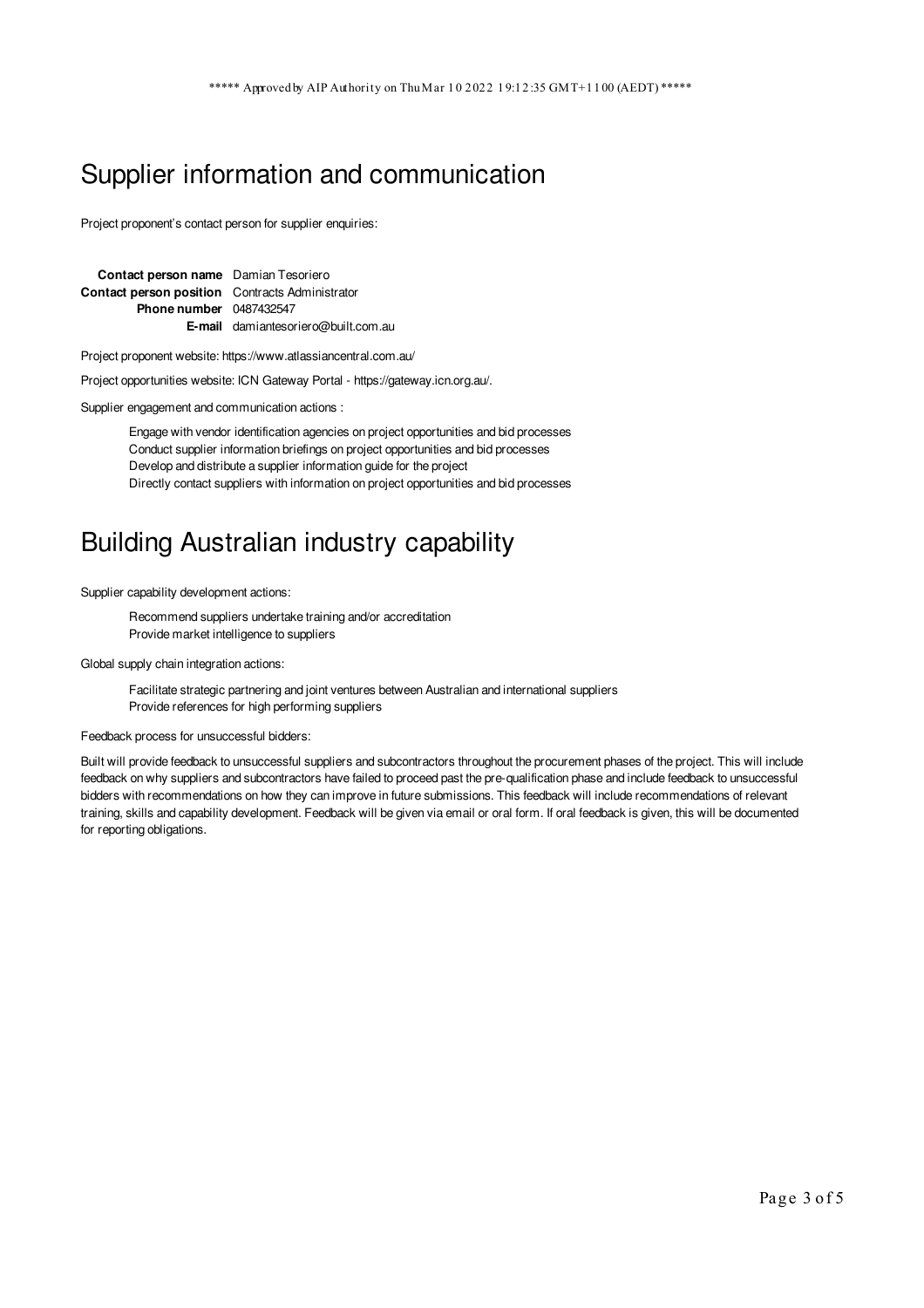# Supplier information and communication

Project proponent's contact person for supplier enquiries:

| | |
|---|---|
| **Contact person name** | Damian Tesoriero |
| **Contact person position** | Contracts Administrator |
| **Phone number** | 0487432547 |
| **E-mail** | damiantesoriero@built.com.au |

Project proponent website: https://www.atlassiancentral.com.au/

Project opportunities website: ICN Gateway Portal - https://gateway.icn.org.au/.

Supplier engagement and communication actions :

- Engage with vendor identification agencies on project opportunities and bid processes
- Conduct supplier information briefings on project opportunities and bid processes
- Develop and distribute a supplier information guide for the project
- Directly contact suppliers with information on project opportunities and bid processes

# Building Australian industry capability

Supplier capability development actions:

- Recommend suppliers undertake training and/or accreditation
- Provide market intelligence to suppliers

Global supply chain integration actions:

- Facilitate strategic partnering and joint ventures between Australian and international suppliers
- Provide references for high performing suppliers

Feedback process for unsuccessful bidders:

Built will provide feedback to unsuccessful suppliers and subcontractors throughout the procurement phases of the project. This will include feedback on why suppliers and subcontractors have failed to proceed past the pre-qualification phase and include feedback to unsuccessful bidders with recommendations on how they can improve in future submissions. This feedback will include recommendations of relevant training, skills and capability development. Feedback will be given via email or oral form. If oral feedback is given, this will be documented for reporting obligations.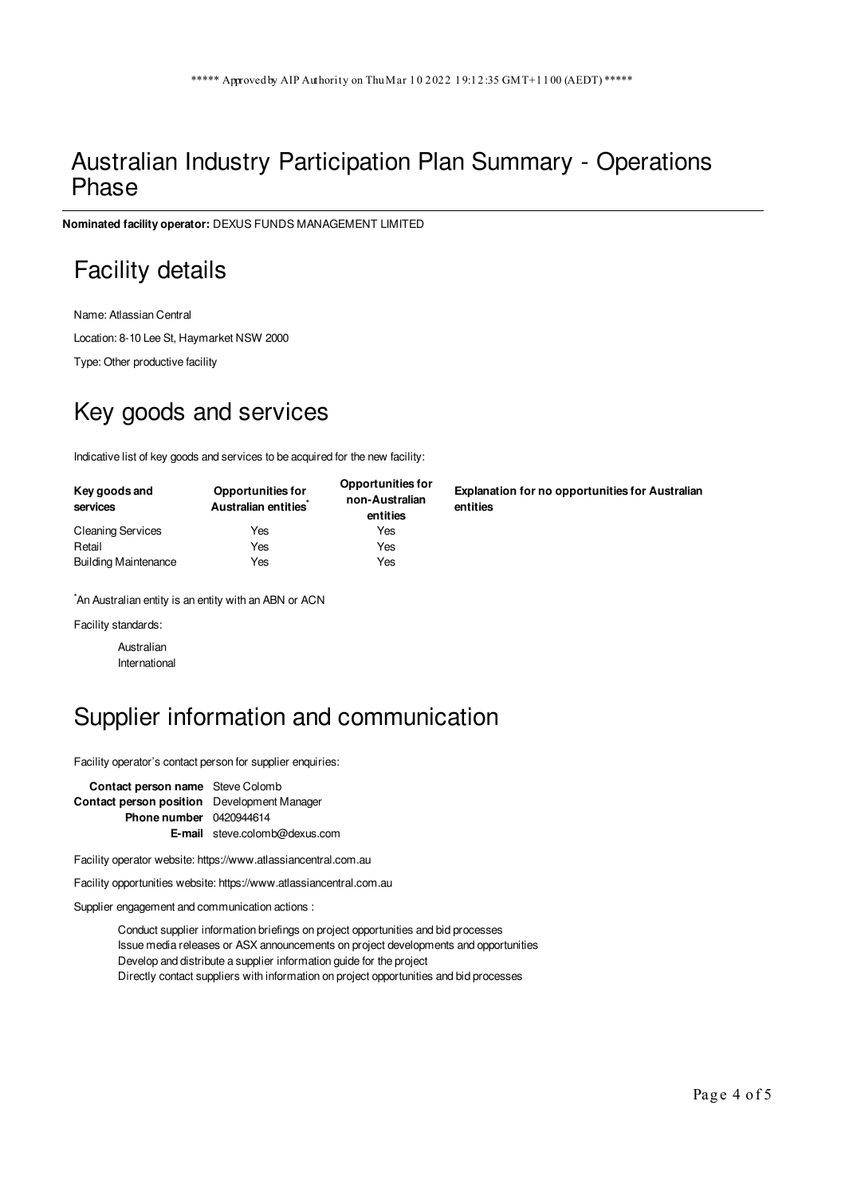***** Approved by AIP Authority on Thu Mar 10 2022 19:12:35 GMT+1100 (AEDT) *****

# Australian Industry Participation Plan Summary - Operations Phase

**Nominated facility operator:** DEXUS FUNDS MANAGEMENT LIMITED

## Facility details

Name: Atlassian Central

Location: 8-10 Lee St, Haymarket NSW 2000

Type: Other productive facility

## Key goods and services

Indicative list of key goods and services to be acquired for the new facility:

| Key goods and services | Opportunities for Australian entities* | Opportunities for non-Australian entities | Explanation for no opportunities for Australian entities |
|---|---|---|---|
| Cleaning Services | Yes | Yes | |
| Retail | Yes | Yes | |
| Building Maintenance | Yes | Yes | |

*An Australian entity is an entity with an ABN or ACN

Facility standards:

- Australian
- International

## Supplier information and communication

Facility operator's contact person for supplier enquiries:

| | |
|---|---|
| **Contact person name** | Steve Colomb |
| **Contact person position** | Development Manager |
| **Phone number** | 0420944614 |
| **E-mail** | steve.colomb@dexus.com |

Facility operator website: https://www.atlassiancentral.com.au

Facility opportunities website: https://www.atlassiancentral.com.au

Supplier engagement and communication actions :

- Conduct supplier information briefings on project opportunities and bid processes
- Issue media releases or ASX announcements on project developments and opportunities
- Develop and distribute a supplier information guide for the project
- Directly contact suppliers with information on project opportunities and bid processes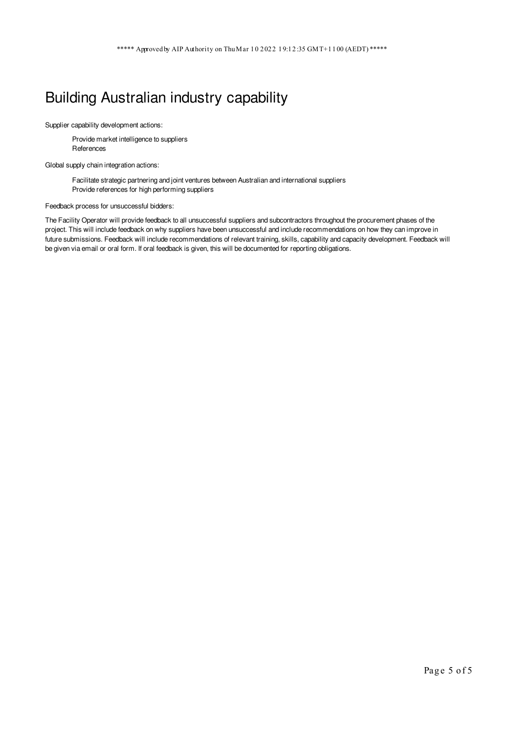# Building Australian industry capability

Supplier capability development actions:

- Provide market intelligence to suppliers
- References

Global supply chain integration actions:

- Facilitate strategic partnering and joint ventures between Australian and international suppliers
- Provide references for high performing suppliers

Feedback process for unsuccessful bidders:

The Facility Operator will provide feedback to all unsuccessful suppliers and subcontractors throughout the procurement phases of the project. This will include feedback on why suppliers have been unsuccessful and include recommendations on how they can improve in future submissions. Feedback will include recommendations of relevant training, skills, capability and capacity development. Feedback will be given via email or oral form. If oral feedback is given, this will be documented for reporting obligations.